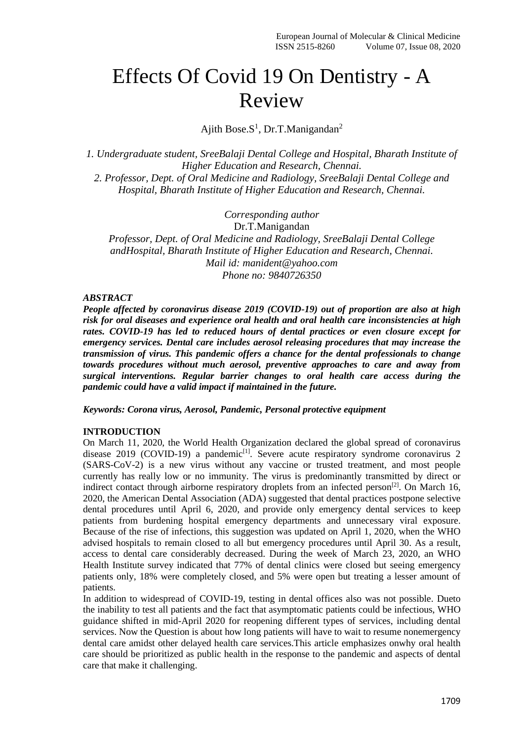# Effects Of Covid 19 On Dentistry - A Review

Ajith Bose.S[1], Dr.T.Manigandan[2]

*1. Undergraduate student, SreeBalaji Dental College and Hospital, Bharath Institute of Higher Education and Research, Chennai.*
*2. Professor, Dept. of Oral Medicine and Radiology, SreeBalaji Dental College and Hospital, Bharath Institute of Higher Education and Research, Chennai.*

*Corresponding author*
Dr.T.Manigandan
*Professor, Dept. of Oral Medicine and Radiology, SreeBalaji Dental College andHospital, Bharath Institute of Higher Education and Research, Chennai.*
*Mail id: manident@yahoo.com*
*Phone no: 9840726350*

***ABSTRACT***

***People affected by coronavirus disease 2019 (COVID-19) out of proportion are also at high risk for oral diseases and experience oral health and oral health care inconsistencies at high rates. COVID-19 has led to reduced hours of dental practices or even closure except for emergency services. Dental care includes aerosol releasing procedures that may increase the transmission of virus. This pandemic offers a chance for the dental professionals to change towards procedures without much aerosol, preventive approaches to care and away from surgical interventions. Regular barrier changes to oral health care access during the pandemic could have a valid impact if maintained in the future.***

***Keywords: Corona virus, Aerosol, Pandemic, Personal protective equipment***

**INTRODUCTION**

On March 11, 2020, the World Health Organization declared the global spread of coronavirus disease 2019 (COVID-19) a pandemic[1]. Severe acute respiratory syndrome coronavirus 2 (SARS-CoV-2) is a new virus without any vaccine or trusted treatment, and most people currently has really low or no immunity. The virus is predominantly transmitted by direct or indirect contact through airborne respiratory droplets from an infected person[2]. On March 16, 2020, the American Dental Association (ADA) suggested that dental practices postpone selective dental procedures until April 6, 2020, and provide only emergency dental services to keep patients from burdening hospital emergency departments and unnecessary viral exposure. Because of the rise of infections, this suggestion was updated on April 1, 2020, when the WHO advised hospitals to remain closed to all but emergency procedures until April 30. As a result, access to dental care considerably decreased. During the week of March 23, 2020, an WHO Health Institute survey indicated that 77% of dental clinics were closed but seeing emergency patients only, 18% were completely closed, and 5% were open but treating a lesser amount of patients.

In addition to widespread of COVID-19, testing in dental offices also was not possible. Dueto the inability to test all patients and the fact that asymptomatic patients could be infectious, WHO guidance shifted in mid-April 2020 for reopening different types of services, including dental services. Now the Question is about how long patients will have to wait to resume nonemergency dental care amidst other delayed health care services.This article emphasizes onwhy oral health care should be prioritized as public health in the response to the pandemic and aspects of dental care that make it challenging.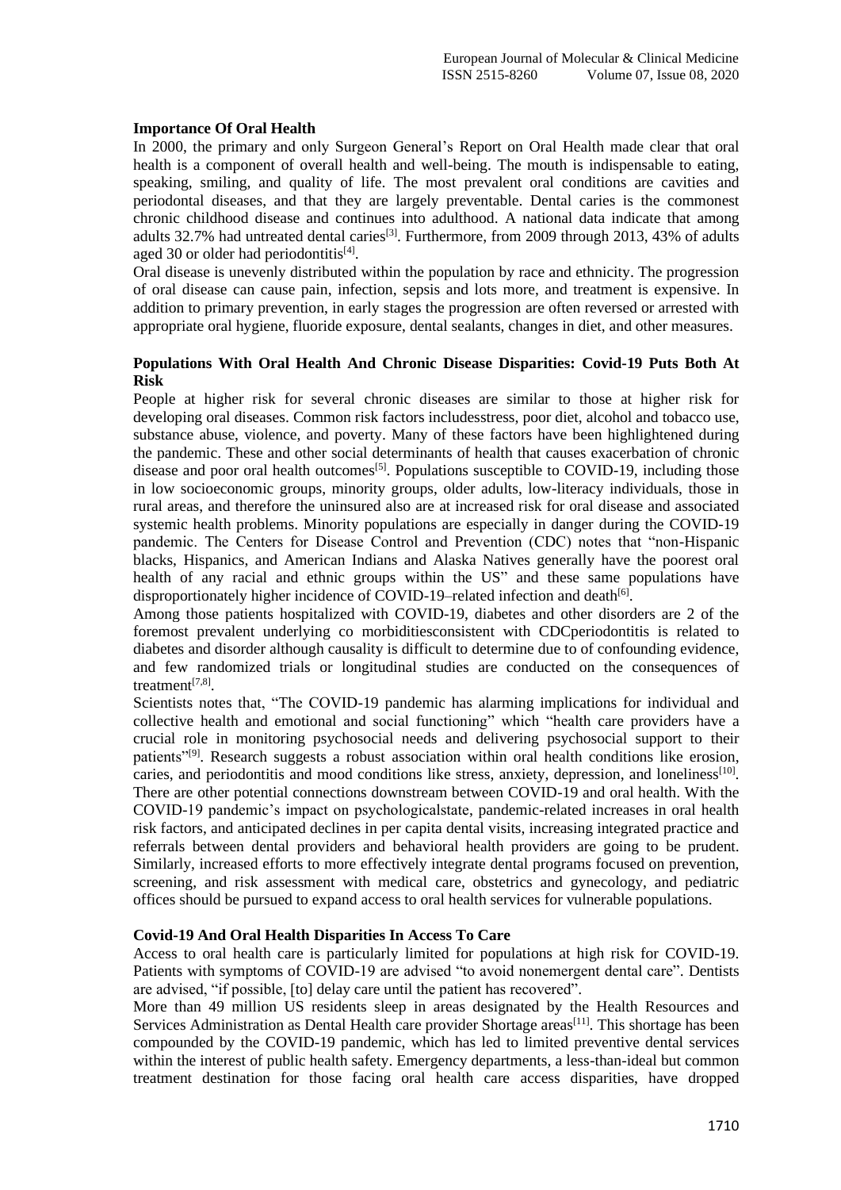### Importance Of Oral Health

In 2000, the primary and only Surgeon General's Report on Oral Health made clear that oral health is a component of overall health and well-being. The mouth is indispensable to eating, speaking, smiling, and quality of life. The most prevalent oral conditions are cavities and periodontal diseases, and that they are largely preventable. Dental caries is the commonest chronic childhood disease and continues into adulthood. A national data indicate that among adults 32.7% had untreated dental caries[3]. Furthermore, from 2009 through 2013, 43% of adults aged 30 or older had periodontitis[4].

Oral disease is unevenly distributed within the population by race and ethnicity. The progression of oral disease can cause pain, infection, sepsis and lots more, and treatment is expensive. In addition to primary prevention, in early stages the progression are often reversed or arrested with appropriate oral hygiene, fluoride exposure, dental sealants, changes in diet, and other measures.

### Populations With Oral Health And Chronic Disease Disparities: Covid-19 Puts Both At Risk

People at higher risk for several chronic diseases are similar to those at higher risk for developing oral diseases. Common risk factors includesstress, poor diet, alcohol and tobacco use, substance abuse, violence, and poverty. Many of these factors have been highlightened during the pandemic. These and other social determinants of health that causes exacerbation of chronic disease and poor oral health outcomes[5]. Populations susceptible to COVID-19, including those in low socioeconomic groups, minority groups, older adults, low-literacy individuals, those in rural areas, and therefore the uninsured also are at increased risk for oral disease and associated systemic health problems. Minority populations are especially in danger during the COVID-19 pandemic. The Centers for Disease Control and Prevention (CDC) notes that "non-Hispanic blacks, Hispanics, and American Indians and Alaska Natives generally have the poorest oral health of any racial and ethnic groups within the US" and these same populations have disproportionately higher incidence of COVID-19–related infection and death[6].

Among those patients hospitalized with COVID-19, diabetes and other disorders are 2 of the foremost prevalent underlying co morbiditiesconsistent with CDCperiodontitis is related to diabetes and disorder although causality is difficult to determine due to of confounding evidence, and few randomized trials or longitudinal studies are conducted on the consequences of treatment[7,8].

Scientists notes that, "The COVID-19 pandemic has alarming implications for individual and collective health and emotional and social functioning" which "health care providers have a crucial role in monitoring psychosocial needs and delivering psychosocial support to their patients"[9]. Research suggests a robust association within oral health conditions like erosion, caries, and periodontitis and mood conditions like stress, anxiety, depression, and loneliness[10]. There are other potential connections downstream between COVID-19 and oral health. With the COVID-19 pandemic's impact on psychologicalstate, pandemic-related increases in oral health risk factors, and anticipated declines in per capita dental visits, increasing integrated practice and referrals between dental providers and behavioral health providers are going to be prudent. Similarly, increased efforts to more effectively integrate dental programs focused on prevention, screening, and risk assessment with medical care, obstetrics and gynecology, and pediatric offices should be pursued to expand access to oral health services for vulnerable populations.

### Covid-19 And Oral Health Disparities In Access To Care

Access to oral health care is particularly limited for populations at high risk for COVID-19. Patients with symptoms of COVID-19 are advised "to avoid nonemergent dental care". Dentists are advised, "if possible, [to] delay care until the patient has recovered".

More than 49 million US residents sleep in areas designated by the Health Resources and Services Administration as Dental Health care provider Shortage areas[11]. This shortage has been compounded by the COVID-19 pandemic, which has led to limited preventive dental services within the interest of public health safety. Emergency departments, a less-than-ideal but common treatment destination for those facing oral health care access disparities, have dropped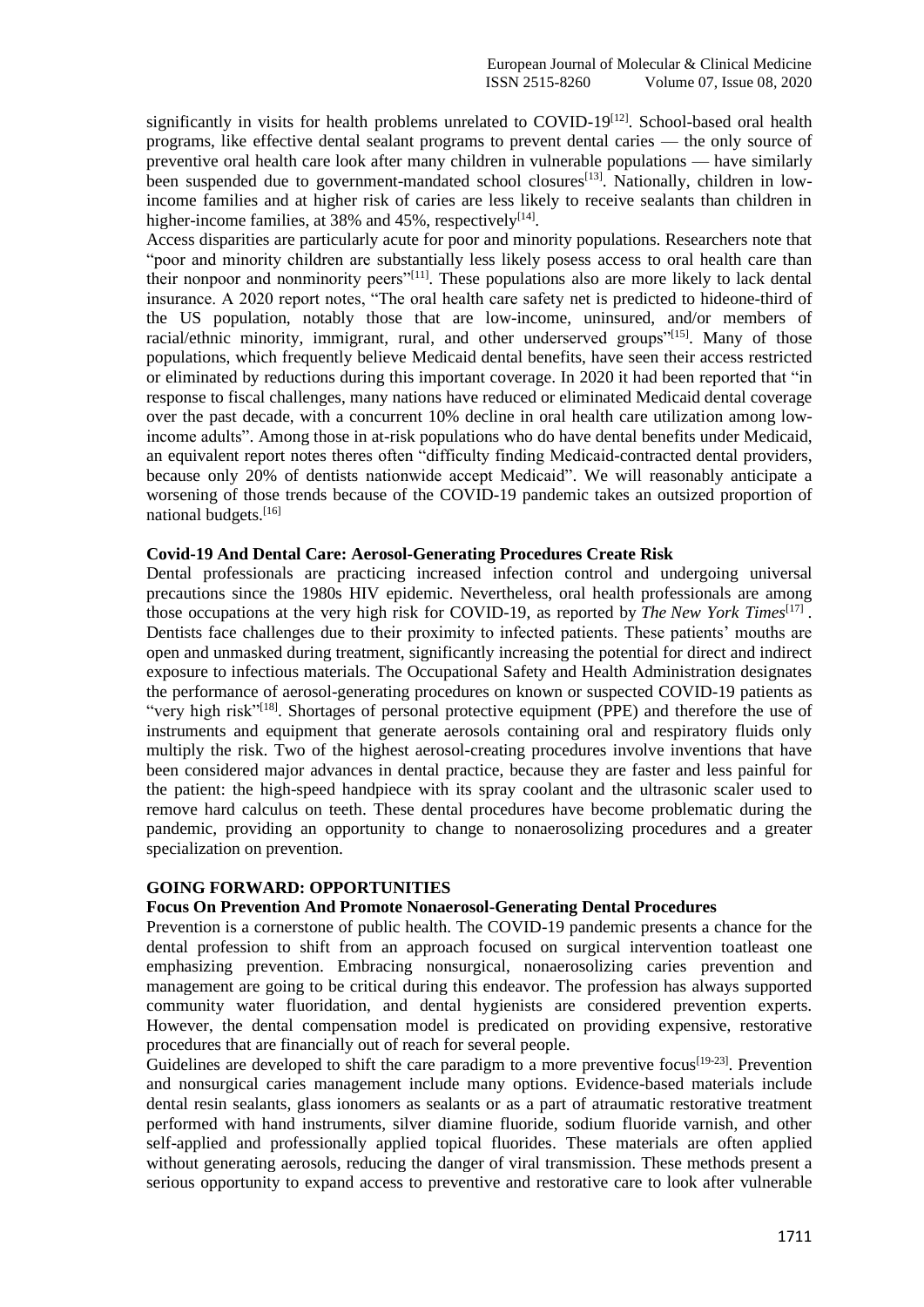significantly in visits for health problems unrelated to COVID-19[12]. School-based oral health programs, like effective dental sealant programs to prevent dental caries — the only source of preventive oral health care look after many children in vulnerable populations — have similarly been suspended due to government-mandated school closures[13]. Nationally, children in low-income families and at higher risk of caries are less likely to receive sealants than children in higher-income families, at 38% and 45%, respectively[14].

Access disparities are particularly acute for poor and minority populations. Researchers note that "poor and minority children are substantially less likely posess access to oral health care than their nonpoor and nonminority peers"[11]. These populations also are more likely to lack dental insurance. A 2020 report notes, "The oral health care safety net is predicted to hideone-third of the US population, notably those that are low-income, uninsured, and/or members of racial/ethnic minority, immigrant, rural, and other underserved groups"[15]. Many of those populations, which frequently believe Medicaid dental benefits, have seen their access restricted or eliminated by reductions during this important coverage. In 2020 it had been reported that "in response to fiscal challenges, many nations have reduced or eliminated Medicaid dental coverage over the past decade, with a concurrent 10% decline in oral health care utilization among low-income adults". Among those in at-risk populations who do have dental benefits under Medicaid, an equivalent report notes theres often "difficulty finding Medicaid-contracted dental providers, because only 20% of dentists nationwide accept Medicaid". We will reasonably anticipate a worsening of those trends because of the COVID-19 pandemic takes an outsized proportion of national budgets.[16]

**Covid-19 And Dental Care: Aerosol-Generating Procedures Create Risk**

Dental professionals are practicing increased infection control and undergoing universal precautions since the 1980s HIV epidemic. Nevertheless, oral health professionals are among those occupations at the very high risk for COVID-19, as reported by *The New York Times*[17] . Dentists face challenges due to their proximity to infected patients. These patients' mouths are open and unmasked during treatment, significantly increasing the potential for direct and indirect exposure to infectious materials. The Occupational Safety and Health Administration designates the performance of aerosol-generating procedures on known or suspected COVID-19 patients as "very high risk"[18]. Shortages of personal protective equipment (PPE) and therefore the use of instruments and equipment that generate aerosols containing oral and respiratory fluids only multiply the risk. Two of the highest aerosol-creating procedures involve inventions that have been considered major advances in dental practice, because they are faster and less painful for the patient: the high-speed handpiece with its spray coolant and the ultrasonic scaler used to remove hard calculus on teeth. These dental procedures have become problematic during the pandemic, providing an opportunity to change to nonaerosolizing procedures and a greater specialization on prevention.

## GOING FORWARD: OPPORTUNITIES

**Focus On Prevention And Promote Nonaerosol-Generating Dental Procedures**

Prevention is a cornerstone of public health. The COVID-19 pandemic presents a chance for the dental profession to shift from an approach focused on surgical intervention toatleast one emphasizing prevention. Embracing nonsurgical, nonaerosolizing caries prevention and management are going to be critical during this endeavor. The profession has always supported community water fluoridation, and dental hygienists are considered prevention experts. However, the dental compensation model is predicated on providing expensive, restorative procedures that are financially out of reach for several people.

Guidelines are developed to shift the care paradigm to a more preventive focus[19-23]. Prevention and nonsurgical caries management include many options. Evidence-based materials include dental resin sealants, glass ionomers as sealants or as a part of atraumatic restorative treatment performed with hand instruments, silver diamine fluoride, sodium fluoride varnish, and other self-applied and professionally applied topical fluorides. These materials are often applied without generating aerosols, reducing the danger of viral transmission. These methods present a serious opportunity to expand access to preventive and restorative care to look after vulnerable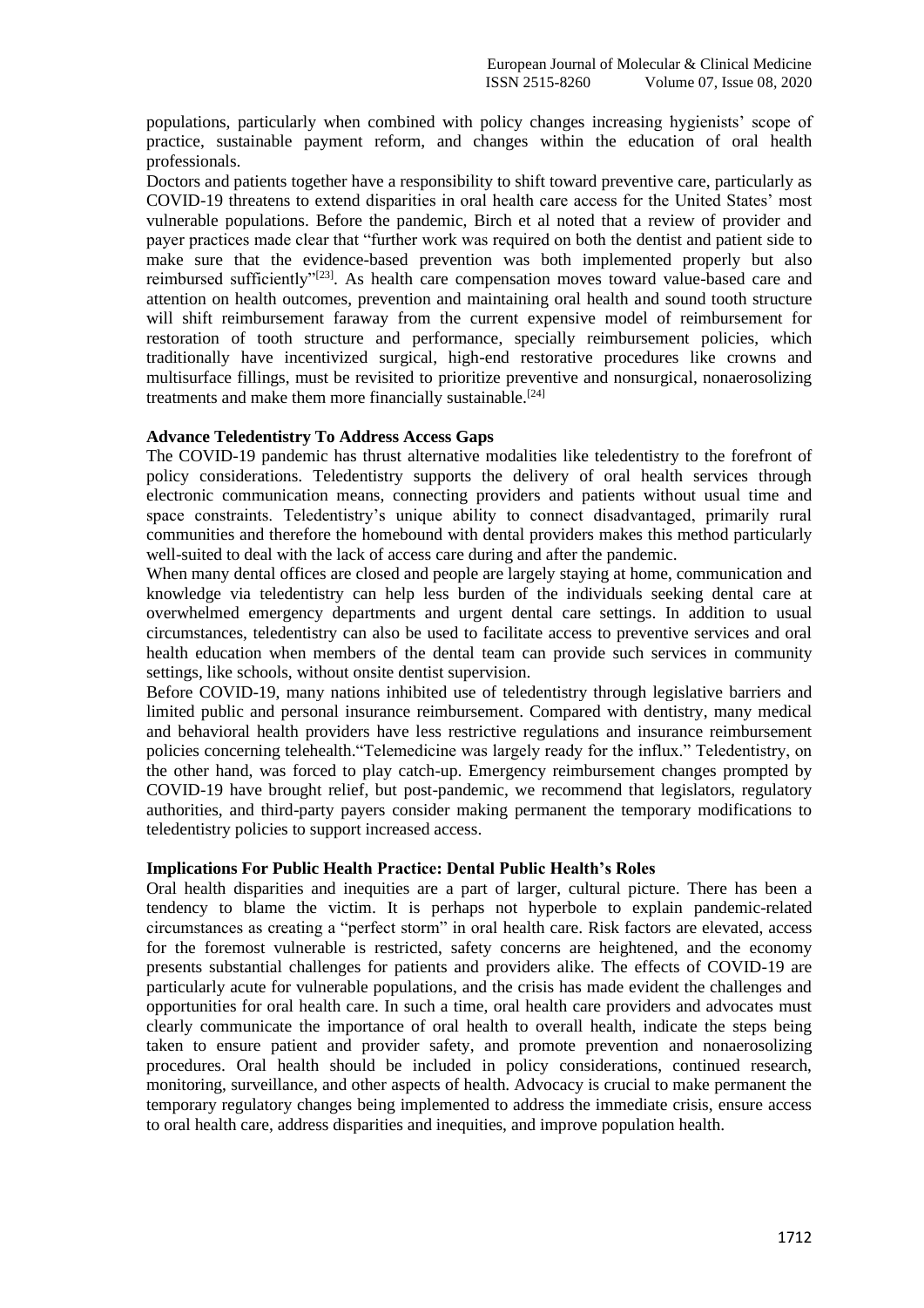populations, particularly when combined with policy changes increasing hygienists' scope of practice, sustainable payment reform, and changes within the education of oral health professionals.

Doctors and patients together have a responsibility to shift toward preventive care, particularly as COVID-19 threatens to extend disparities in oral health care access for the United States' most vulnerable populations. Before the pandemic, Birch et al noted that a review of provider and payer practices made clear that "further work was required on both the dentist and patient side to make sure that the evidence-based prevention was both implemented properly but also reimbursed sufficiently"[23]. As health care compensation moves toward value-based care and attention on health outcomes, prevention and maintaining oral health and sound tooth structure will shift reimbursement faraway from the current expensive model of reimbursement for restoration of tooth structure and performance, specially reimbursement policies, which traditionally have incentivized surgical, high-end restorative procedures like crowns and multisurface fillings, must be revisited to prioritize preventive and nonsurgical, nonaerosolizing treatments and make them more financially sustainable.[24]

**Advance Teledentistry To Address Access Gaps**

The COVID-19 pandemic has thrust alternative modalities like teledentistry to the forefront of policy considerations. Teledentistry supports the delivery of oral health services through electronic communication means, connecting providers and patients without usual time and space constraints. Teledentistry's unique ability to connect disadvantaged, primarily rural communities and therefore the homebound with dental providers makes this method particularly well-suited to deal with the lack of access care during and after the pandemic.

When many dental offices are closed and people are largely staying at home, communication and knowledge via teledentistry can help less burden of the individuals seeking dental care at overwhelmed emergency departments and urgent dental care settings. In addition to usual circumstances, teledentistry can also be used to facilitate access to preventive services and oral health education when members of the dental team can provide such services in community settings, like schools, without onsite dentist supervision.

Before COVID-19, many nations inhibited use of teledentistry through legislative barriers and limited public and personal insurance reimbursement. Compared with dentistry, many medical and behavioral health providers have less restrictive regulations and insurance reimbursement policies concerning telehealth."Telemedicine was largely ready for the influx." Teledentistry, on the other hand, was forced to play catch-up. Emergency reimbursement changes prompted by COVID-19 have brought relief, but post-pandemic, we recommend that legislators, regulatory authorities, and third-party payers consider making permanent the temporary modifications to teledentistry policies to support increased access.

**Implications For Public Health Practice: Dental Public Health's Roles**

Oral health disparities and inequities are a part of larger, cultural picture. There has been a tendency to blame the victim. It is perhaps not hyperbole to explain pandemic-related circumstances as creating a "perfect storm" in oral health care. Risk factors are elevated, access for the foremost vulnerable is restricted, safety concerns are heightened, and the economy presents substantial challenges for patients and providers alike. The effects of COVID-19 are particularly acute for vulnerable populations, and the crisis has made evident the challenges and opportunities for oral health care. In such a time, oral health care providers and advocates must clearly communicate the importance of oral health to overall health, indicate the steps being taken to ensure patient and provider safety, and promote prevention and nonaerosolizing procedures. Oral health should be included in policy considerations, continued research, monitoring, surveillance, and other aspects of health. Advocacy is crucial to make permanent the temporary regulatory changes being implemented to address the immediate crisis, ensure access to oral health care, address disparities and inequities, and improve population health.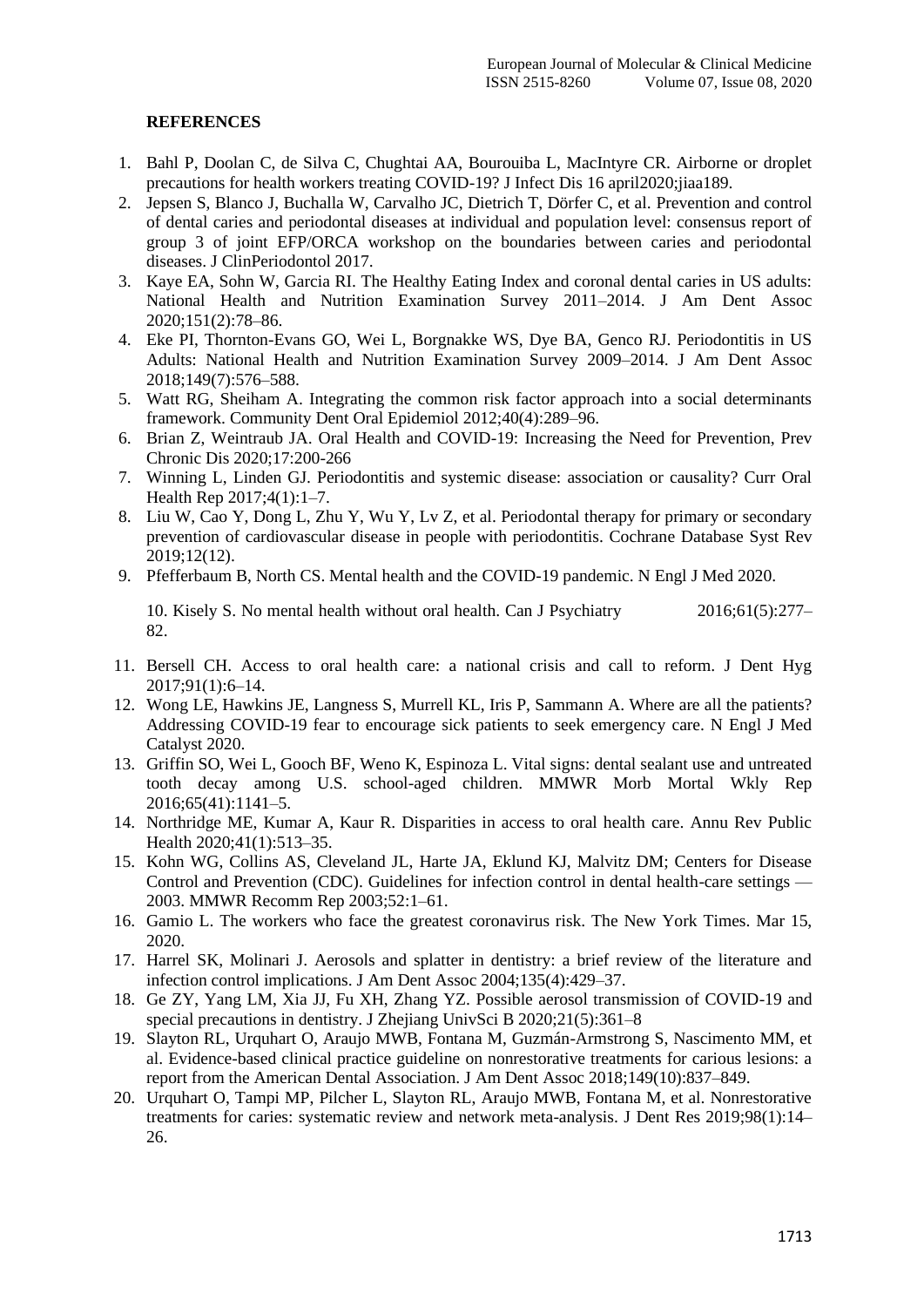**REFERENCES**

1. Bahl P, Doolan C, de Silva C, Chughtai AA, Bourouiba L, MacIntyre CR. Airborne or droplet precautions for health workers treating COVID-19? J Infect Dis 16 april2020;jiaa189.
2. Jepsen S, Blanco J, Buchalla W, Carvalho JC, Dietrich T, Dörfer C, et al. Prevention and control of dental caries and periodontal diseases at individual and population level: consensus report of group 3 of joint EFP/ORCA workshop on the boundaries between caries and periodontal diseases. J ClinPeriodontol 2017.
3. Kaye EA, Sohn W, Garcia RI. The Healthy Eating Index and coronal dental caries in US adults: National Health and Nutrition Examination Survey 2011–2014. J Am Dent Assoc 2020;151(2):78–86.
4. Eke PI, Thornton-Evans GO, Wei L, Borgnakke WS, Dye BA, Genco RJ. Periodontitis in US Adults: National Health and Nutrition Examination Survey 2009–2014. J Am Dent Assoc 2018;149(7):576–588.
5. Watt RG, Sheiham A. Integrating the common risk factor approach into a social determinants framework. Community Dent Oral Epidemiol 2012;40(4):289–96.
6. Brian Z, Weintraub JA. Oral Health and COVID-19: Increasing the Need for Prevention, Prev Chronic Dis 2020;17:200-266
7. Winning L, Linden GJ. Periodontitis and systemic disease: association or causality? Curr Oral Health Rep 2017;4(1):1–7.
8. Liu W, Cao Y, Dong L, Zhu Y, Wu Y, Lv Z, et al. Periodontal therapy for primary or secondary prevention of cardiovascular disease in people with periodontitis. Cochrane Database Syst Rev 2019;12(12).
9. Pfefferbaum B, North CS. Mental health and the COVID-19 pandemic. N Engl J Med 2020.
10. Kisely S. No mental health without oral health. Can J Psychiatry 2016;61(5):277–82.
11. Bersell CH. Access to oral health care: a national crisis and call to reform. J Dent Hyg 2017;91(1):6–14.
12. Wong LE, Hawkins JE, Langness S, Murrell KL, Iris P, Sammann A. Where are all the patients? Addressing COVID-19 fear to encourage sick patients to seek emergency care. N Engl J Med Catalyst 2020.
13. Griffin SO, Wei L, Gooch BF, Weno K, Espinoza L. Vital signs: dental sealant use and untreated tooth decay among U.S. school-aged children. MMWR Morb Mortal Wkly Rep 2016;65(41):1141–5.
14. Northridge ME, Kumar A, Kaur R. Disparities in access to oral health care. Annu Rev Public Health 2020;41(1):513–35.
15. Kohn WG, Collins AS, Cleveland JL, Harte JA, Eklund KJ, Malvitz DM; Centers for Disease Control and Prevention (CDC). Guidelines for infection control in dental health-care settings — 2003. MMWR Recomm Rep 2003;52:1–61.
16. Gamio L. The workers who face the greatest coronavirus risk. The New York Times. Mar 15, 2020.
17. Harrel SK, Molinari J. Aerosols and splatter in dentistry: a brief review of the literature and infection control implications. J Am Dent Assoc 2004;135(4):429–37.
18. Ge ZY, Yang LM, Xia JJ, Fu XH, Zhang YZ. Possible aerosol transmission of COVID-19 and special precautions in dentistry. J Zhejiang UnivSci B 2020;21(5):361–8
19. Slayton RL, Urquhart O, Araujo MWB, Fontana M, Guzmán-Armstrong S, Nascimento MM, et al. Evidence-based clinical practice guideline on nonrestorative treatments for carious lesions: a report from the American Dental Association. J Am Dent Assoc 2018;149(10):837–849.
20. Urquhart O, Tampi MP, Pilcher L, Slayton RL, Araujo MWB, Fontana M, et al. Nonrestorative treatments for caries: systematic review and network meta-analysis. J Dent Res 2019;98(1):14–26.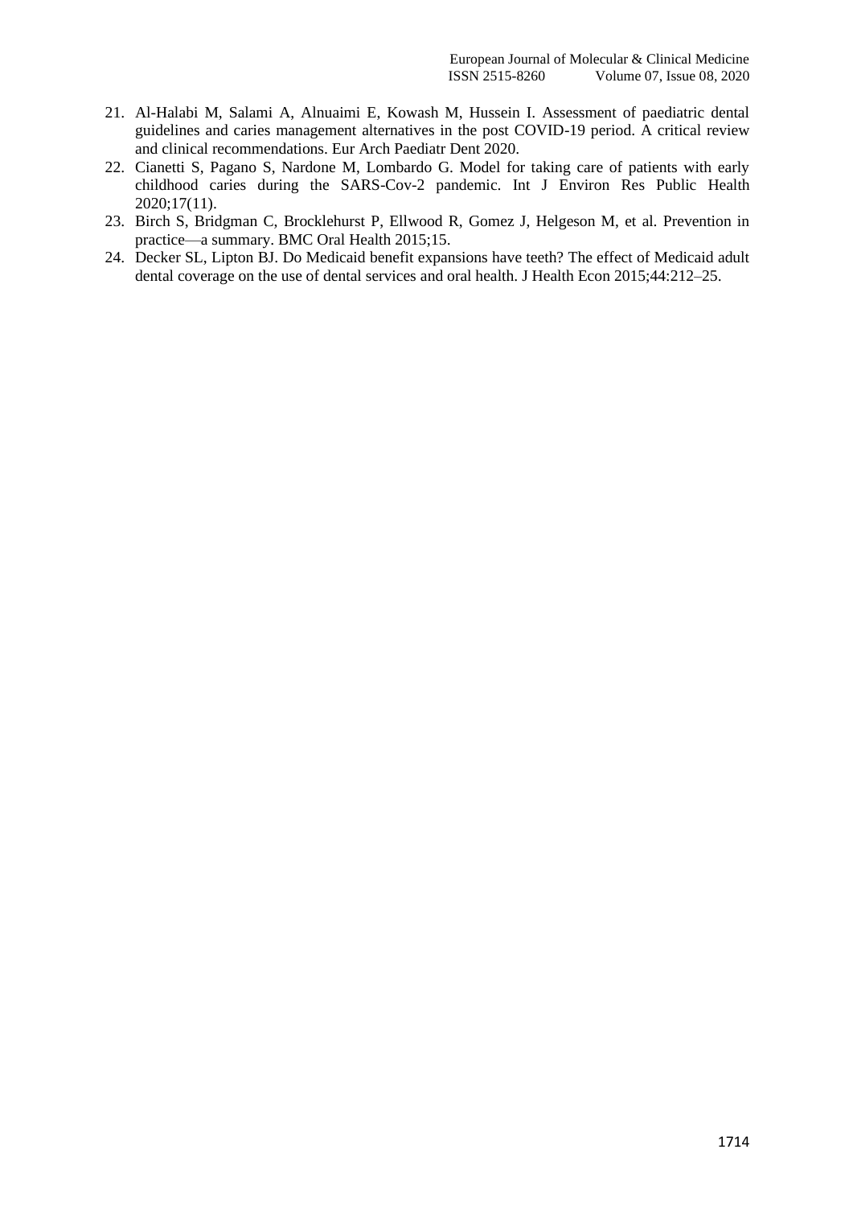21. Al-Halabi M, Salami A, Alnuaimi E, Kowash M, Hussein I. Assessment of paediatric dental guidelines and caries management alternatives in the post COVID-19 period. A critical review and clinical recommendations. Eur Arch Paediatr Dent 2020.
22. Cianetti S, Pagano S, Nardone M, Lombardo G. Model for taking care of patients with early childhood caries during the SARS-Cov-2 pandemic. Int J Environ Res Public Health 2020;17(11).
23. Birch S, Bridgman C, Brocklehurst P, Ellwood R, Gomez J, Helgeson M, et al. Prevention in practice—a summary. BMC Oral Health 2015;15.
24. Decker SL, Lipton BJ. Do Medicaid benefit expansions have teeth? The effect of Medicaid adult dental coverage on the use of dental services and oral health. J Health Econ 2015;44:212–25.